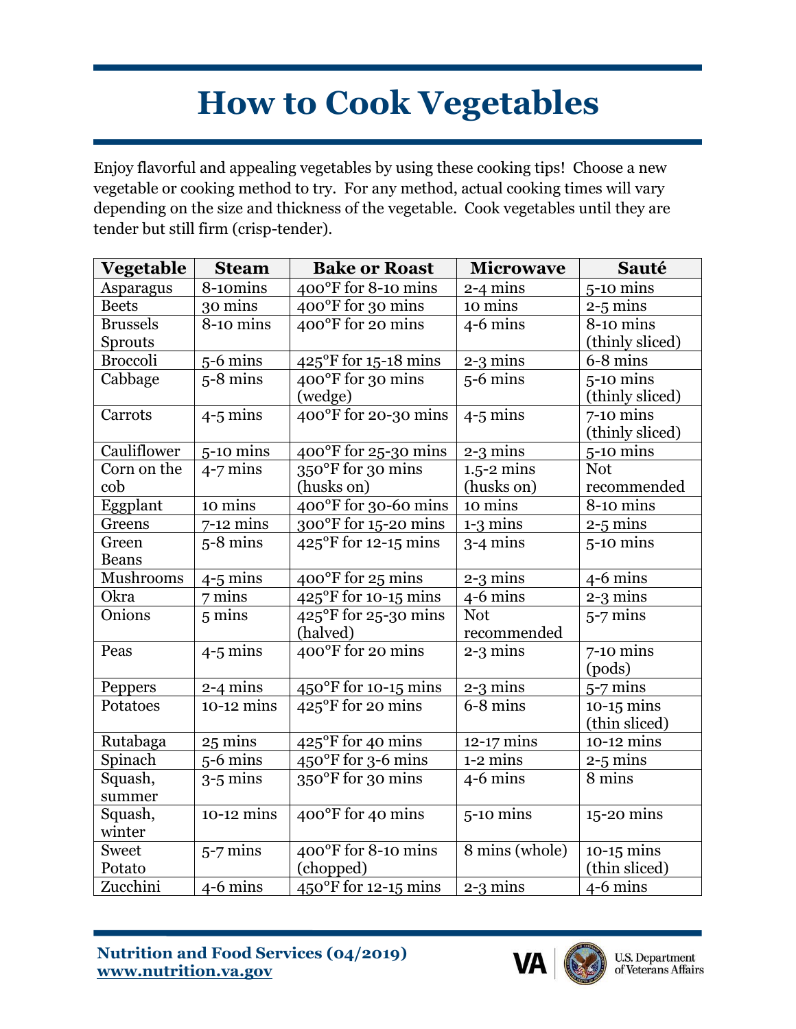# How to Cook Vegetables

Enjoy flavorful and appealing vegetables by using these cooking tips! Choose a new vegetable or cooking method to try. For any method, actual cooking times will vary depending on the size and thickness of the vegetable. Cook vegetables until they are tender but still firm (crisp-tender).

| Vegetable | Steam | Bake or Roast | Microwave | Sauté |
|---|---|---|---|---|
| Asparagus | 8-10mins | 400°F for 8-10 mins | 2-4 mins | 5-10 mins |
| Beets | 30 mins | 400°F for 30 mins | 10 mins | 2-5 mins |
| Brussels Sprouts | 8-10 mins | 400°F for 20 mins | 4-6 mins | 8-10 mins (thinly sliced) |
| Broccoli | 5-6 mins | 425°F for 15-18 mins | 2-3 mins | 6-8 mins |
| Cabbage | 5-8 mins | 400°F for 30 mins (wedge) | 5-6 mins | 5-10 mins (thinly sliced) |
| Carrots | 4-5 mins | 400°F for 20-30 mins | 4-5 mins | 7-10 mins (thinly sliced) |
| Cauliflower | 5-10 mins | 400°F for 25-30 mins | 2-3 mins | 5-10 mins |
| Corn on the cob | 4-7 mins | 350°F for 30 mins (husks on) | 1.5-2 mins (husks on) | Not recommended |
| Eggplant | 10 mins | 400°F for 30-60 mins | 10 mins | 8-10 mins |
| Greens | 7-12 mins | 300°F for 15-20 mins | 1-3 mins | 2-5 mins |
| Green Beans | 5-8 mins | 425°F for 12-15 mins | 3-4 mins | 5-10 mins |
| Mushrooms | 4-5 mins | 400°F for 25 mins | 2-3 mins | 4-6 mins |
| Okra | 7 mins | 425°F for 10-15 mins | 4-6 mins | 2-3 mins |
| Onions | 5 mins | 425°F for 25-30 mins (halved) | Not recommended | 5-7 mins |
| Peas | 4-5 mins | 400°F for 20 mins | 2-3 mins | 7-10 mins (pods) |
| Peppers | 2-4 mins | 450°F for 10-15 mins | 2-3 mins | 5-7 mins |
| Potatoes | 10-12 mins | 425°F for 20 mins | 6-8 mins | 10-15 mins (thin sliced) |
| Rutabaga | 25 mins | 425°F for 40 mins | 12-17 mins | 10-12 mins |
| Spinach | 5-6 mins | 450°F for 3-6 mins | 1-2 mins | 2-5 mins |
| Squash, summer | 3-5 mins | 350°F for 30 mins | 4-6 mins | 8 mins |
| Squash, winter | 10-12 mins | 400°F for 40 mins | 5-10 mins | 15-20 mins |
| Sweet Potato | 5-7 mins | 400°F for 8-10 mins (chopped) | 8 mins (whole) | 10-15 mins (thin sliced) |
| Zucchini | 4-6 mins | 450°F for 12-15 mins | 2-3 mins | 4-6 mins |

**Nutrition and Food Services (04/2019)**
**www.nutrition.va.gov**

U.S. Department of Veterans Affairs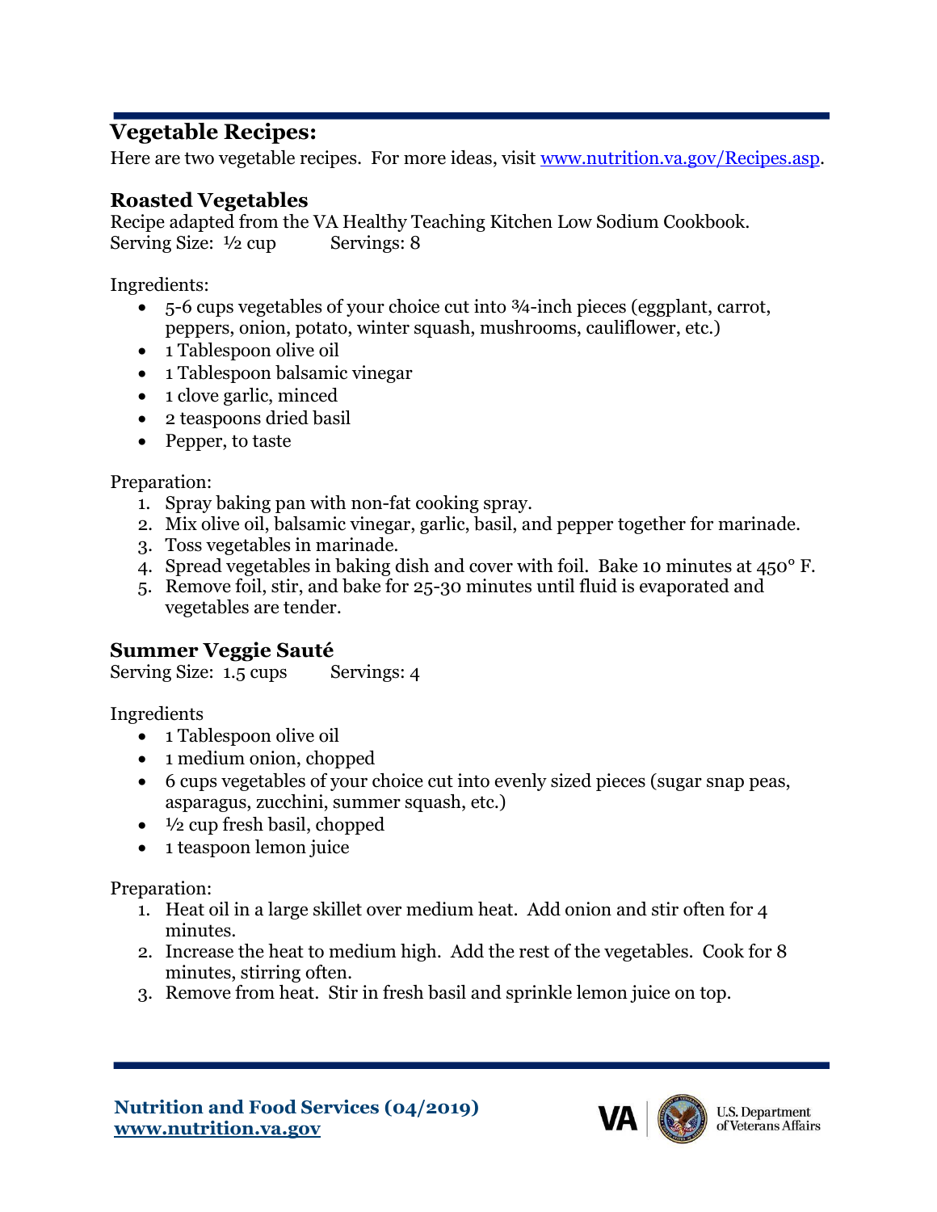## Vegetable Recipes:

Here are two vegetable recipes. For more ideas, visit [www.nutrition.va.gov/Recipes.asp](http://www.nutrition.va.gov/Recipes.asp).

### Roasted Vegetables

Recipe adapted from the VA Healthy Teaching Kitchen Low Sodium Cookbook.
Serving Size: ½ cup    Servings: 8

Ingredients:

- 5-6 cups vegetables of your choice cut into ¾-inch pieces (eggplant, carrot, peppers, onion, potato, winter squash, mushrooms, cauliflower, etc.)
- 1 Tablespoon olive oil
- 1 Tablespoon balsamic vinegar
- 1 clove garlic, minced
- 2 teaspoons dried basil
- Pepper, to taste

Preparation:

1. Spray baking pan with non-fat cooking spray.
2. Mix olive oil, balsamic vinegar, garlic, basil, and pepper together for marinade.
3. Toss vegetables in marinade.
4. Spread vegetables in baking dish and cover with foil. Bake 10 minutes at 450° F.
5. Remove foil, stir, and bake for 25-30 minutes until fluid is evaporated and vegetables are tender.

### Summer Veggie Sauté

Serving Size: 1.5 cups    Servings: 4

Ingredients

- 1 Tablespoon olive oil
- 1 medium onion, chopped
- 6 cups vegetables of your choice cut into evenly sized pieces (sugar snap peas, asparagus, zucchini, summer squash, etc.)
- ½ cup fresh basil, chopped
- 1 teaspoon lemon juice

Preparation:

1. Heat oil in a large skillet over medium heat. Add onion and stir often for 4 minutes.
2. Increase the heat to medium high. Add the rest of the vegetables. Cook for 8 minutes, stirring often.
3. Remove from heat. Stir in fresh basil and sprinkle lemon juice on top.